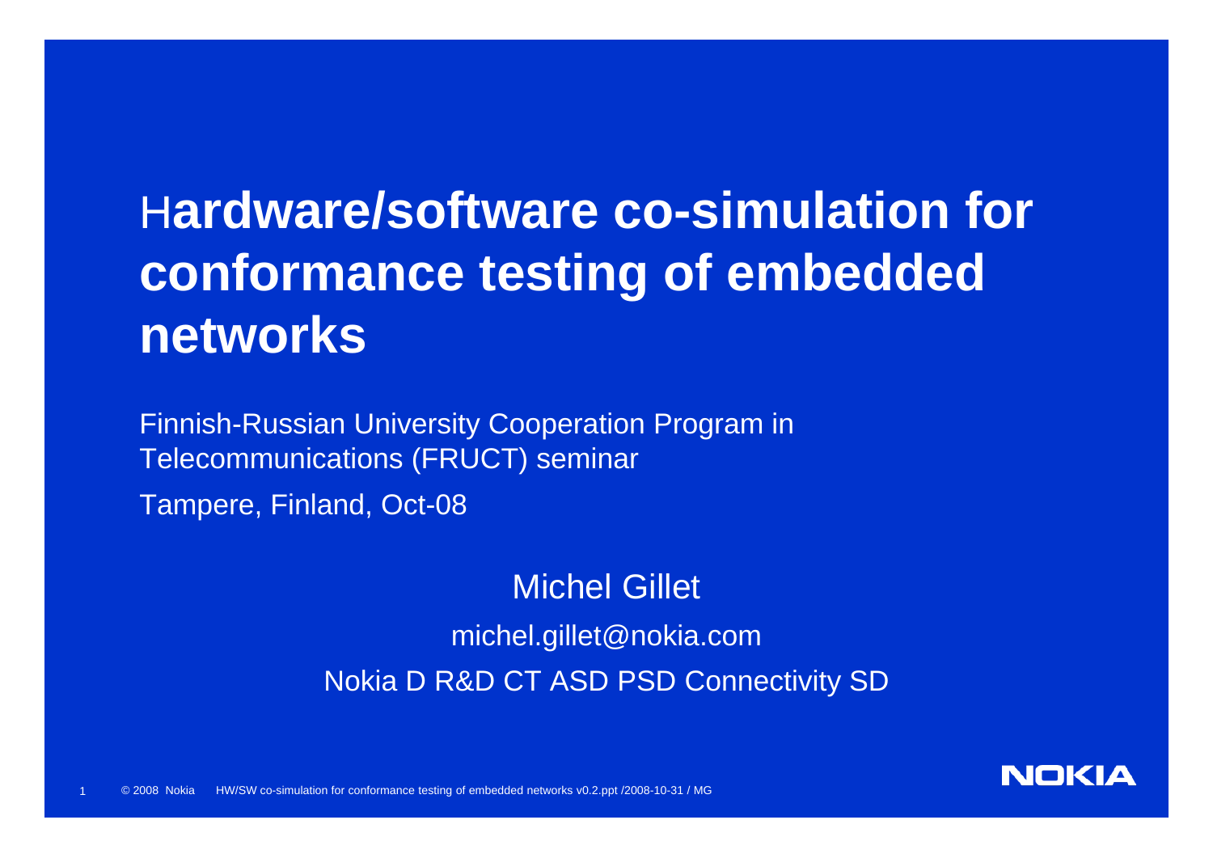# Hardware/software co-simulation for conformance testing of embedded networks

Finnish-Russian University Cooperation Program in Telecommunications (FRUCT) seminar

Tampere, Finland, Oct-08

Michel Gillet

michel.gillet@nokia.com

Nokia D R&D CT ASD PSD Connectivity SD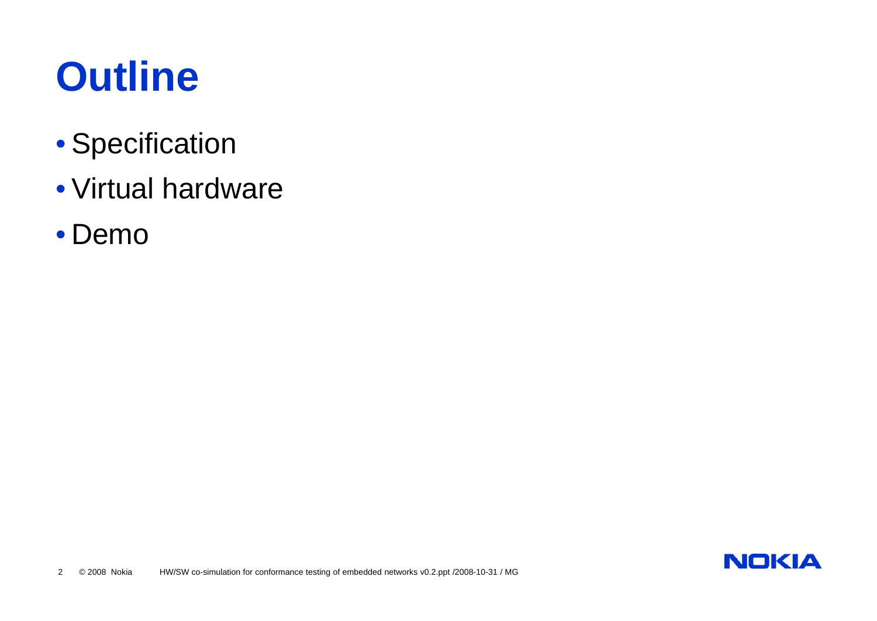# Outline

- Specification
- Virtual hardware
- Demo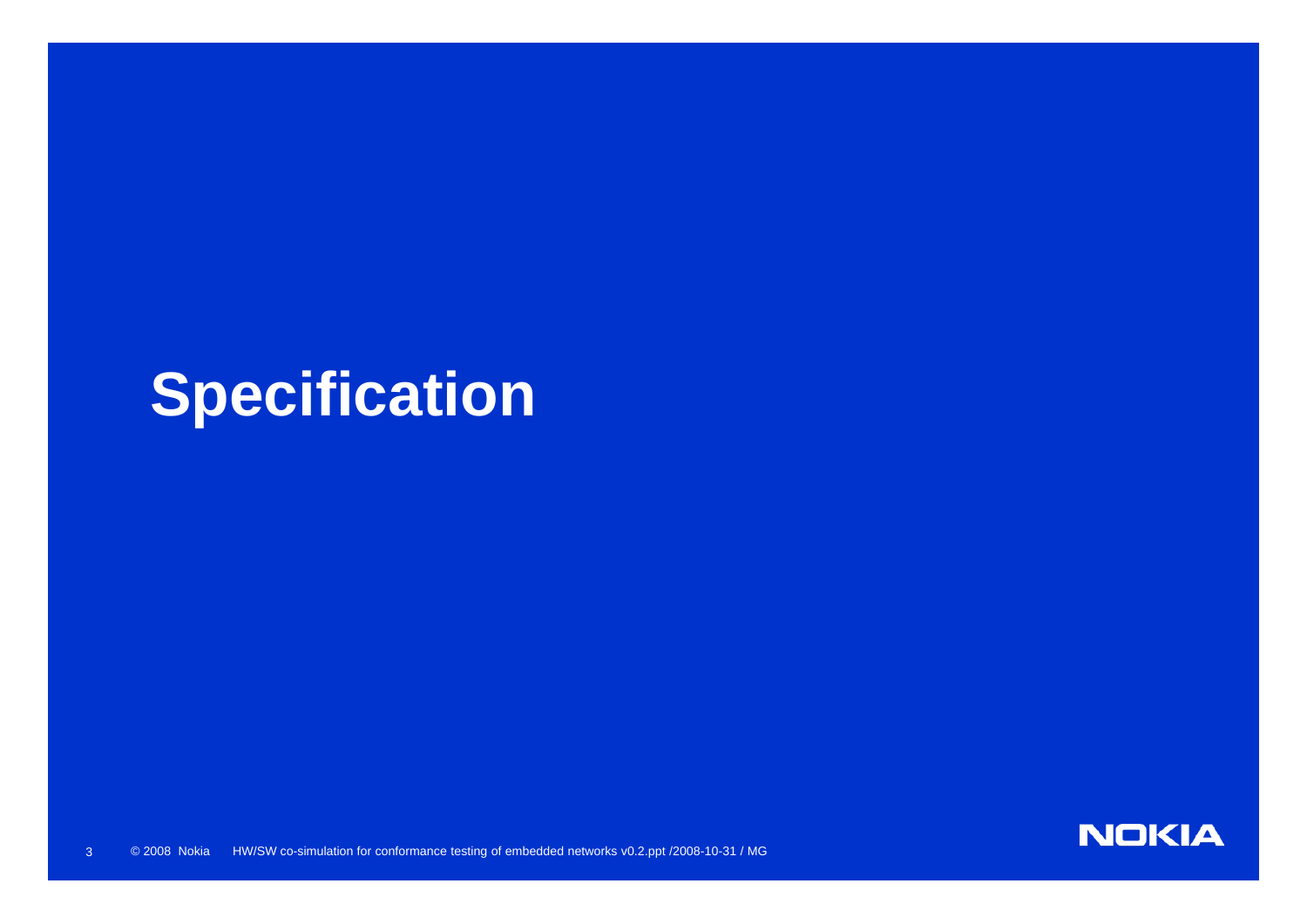# Specification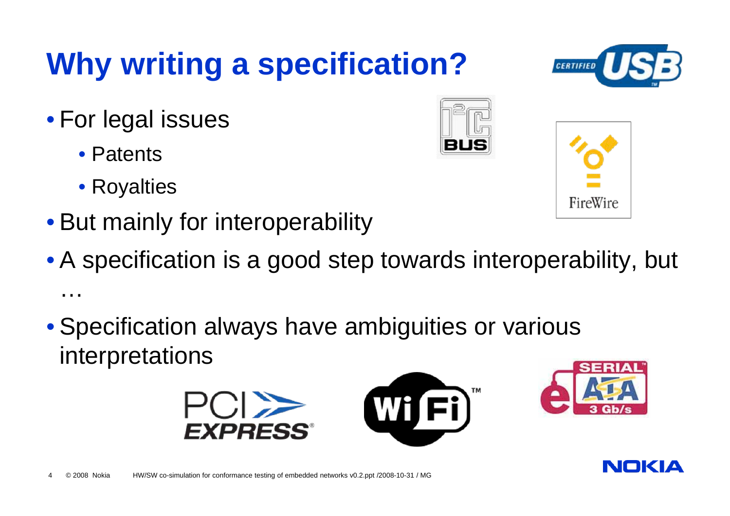# Why writing a specification?

- For legal issues
  - Patents
  - Royalties
- But mainly for interoperability
- A specification is a good step towards interoperability, but …
- Specification always have ambiguities or various interpretations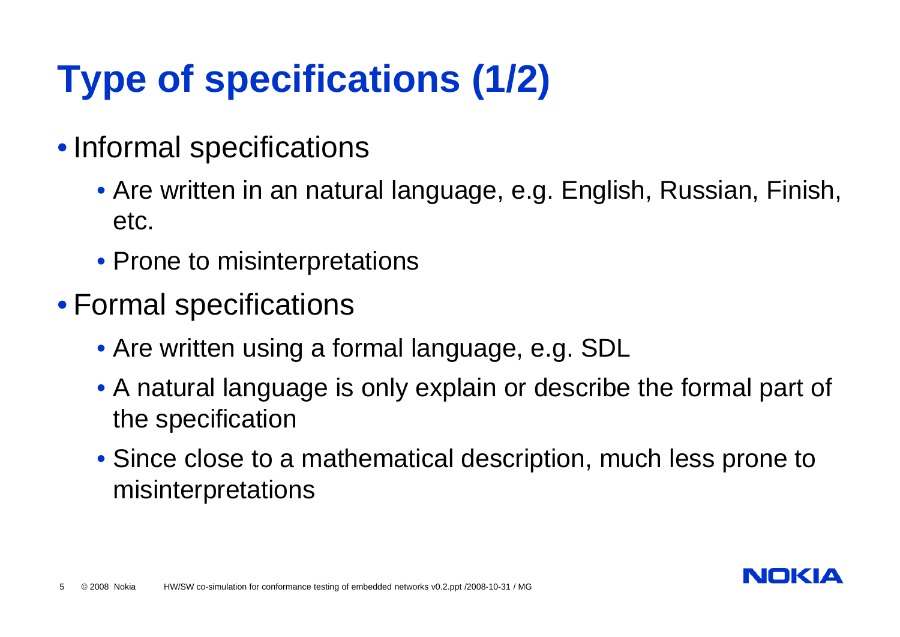# Type of specifications (1/2)

- Informal specifications
  - Are written in an natural language, e.g. English, Russian, Finish, etc.
  - Prone to misinterpretations
- Formal specifications
  - Are written using a formal language, e.g. SDL
  - A natural language is only explain or describe the formal part of the specification
  - Since close to a mathematical description, much less prone to misinterpretations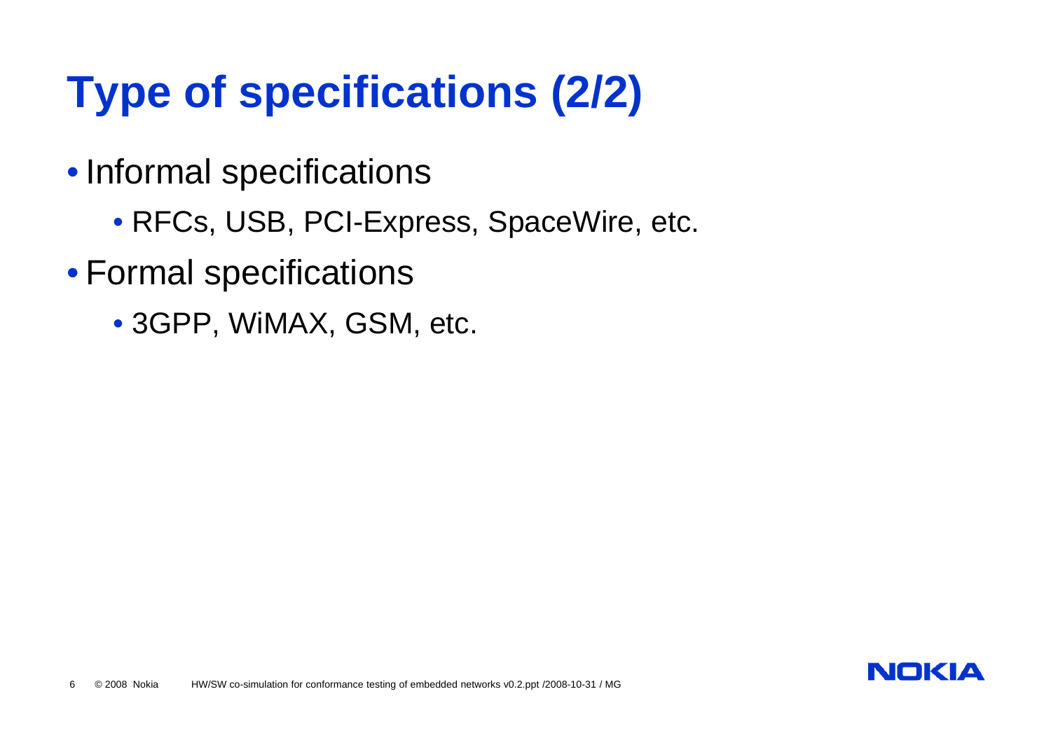# Type of specifications (2/2)

- Informal specifications
  - RFCs, USB, PCI-Express, SpaceWire, etc.
- Formal specifications
  - 3GPP, WiMAX, GSM, etc.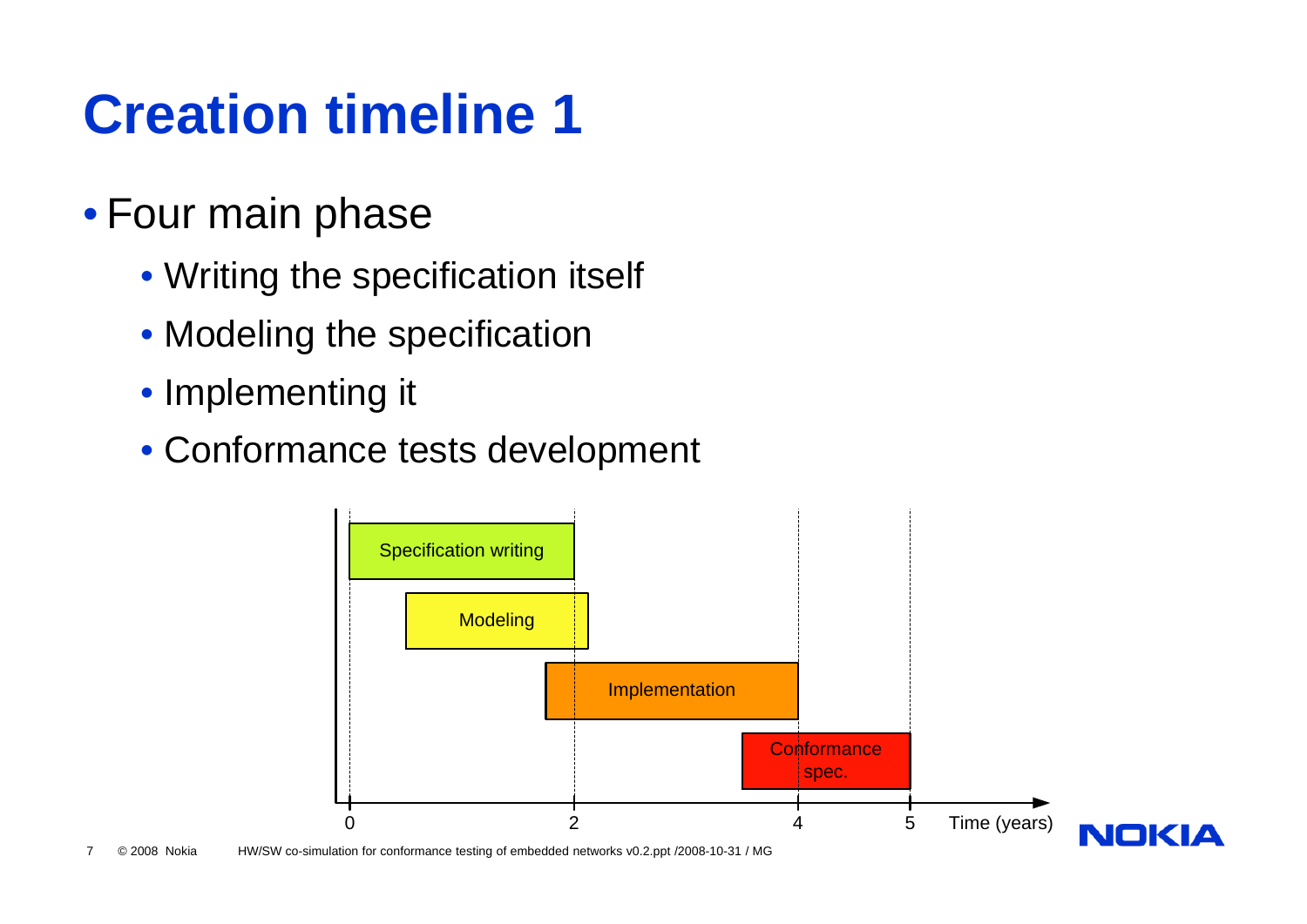# Creation timeline 1

- Four main phase
  - Writing the specification itself
  - Modeling the specification
  - Implementing it
  - Conformance tests development

Specification writing

Modeling

Implementation

Conformance spec.

0 2 4 5 Time (years)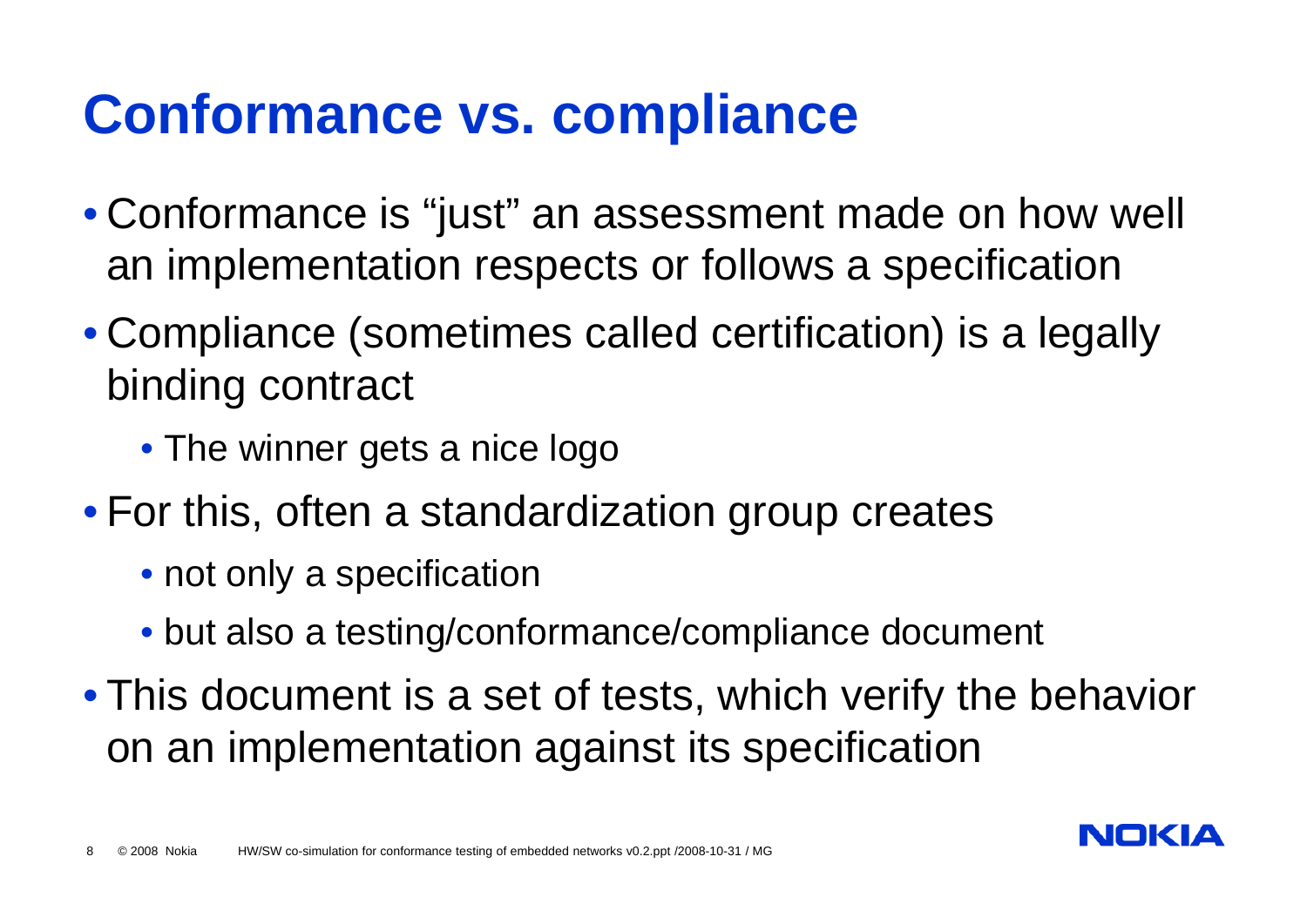# Conformance vs. compliance

- Conformance is “just” an assessment made on how well an implementation respects or follows a specification
- Compliance (sometimes called certification) is a legally binding contract
  - The winner gets a nice logo
- For this, often a standardization group creates
  - not only a specification
  - but also a testing/conformance/compliance document
- This document is a set of tests, which verify the behavior on an implementation against its specification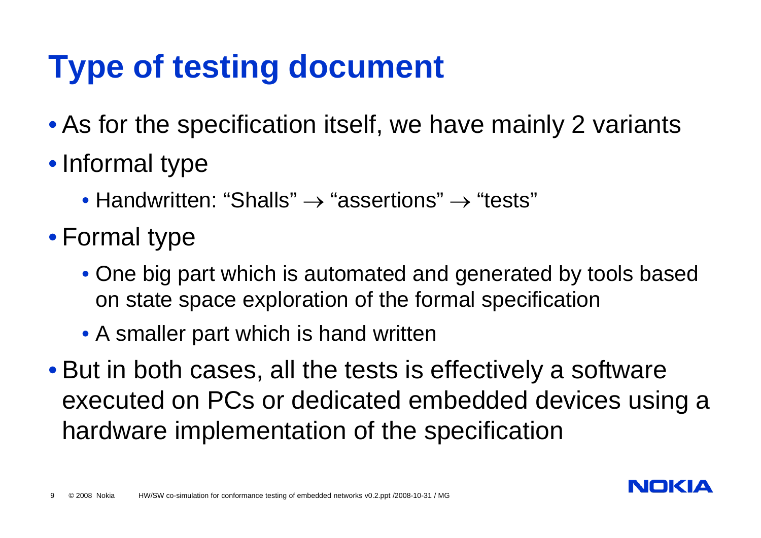# Type of testing document

- As for the specification itself, we have mainly 2 variants
- Informal type
  - Handwritten: “Shalls” → “assertions” → “tests”
- Formal type
  - One big part which is automated and generated by tools based on state space exploration of the formal specification
  - A smaller part which is hand written
- But in both cases, all the tests is effectively a software executed on PCs or dedicated embedded devices using a hardware implementation of the specification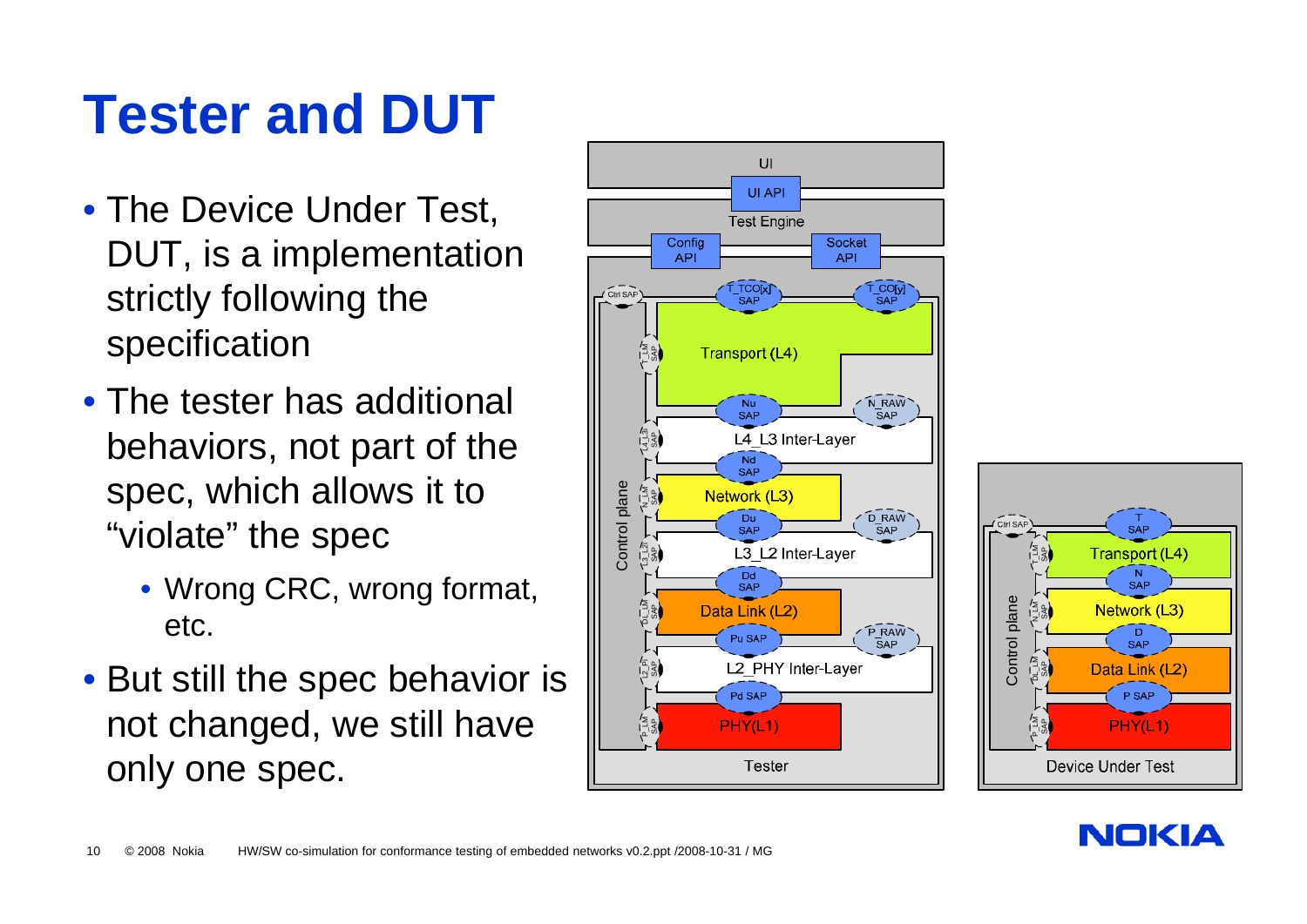# Tester and DUT

- The Device Under Test, DUT, is a implementation strictly following the specification
- The tester has additional behaviors, not part of the spec, which allows it to “violate” the spec
  - Wrong CRC, wrong format, etc.
- But still the spec behavior is not changed, we still have only one spec.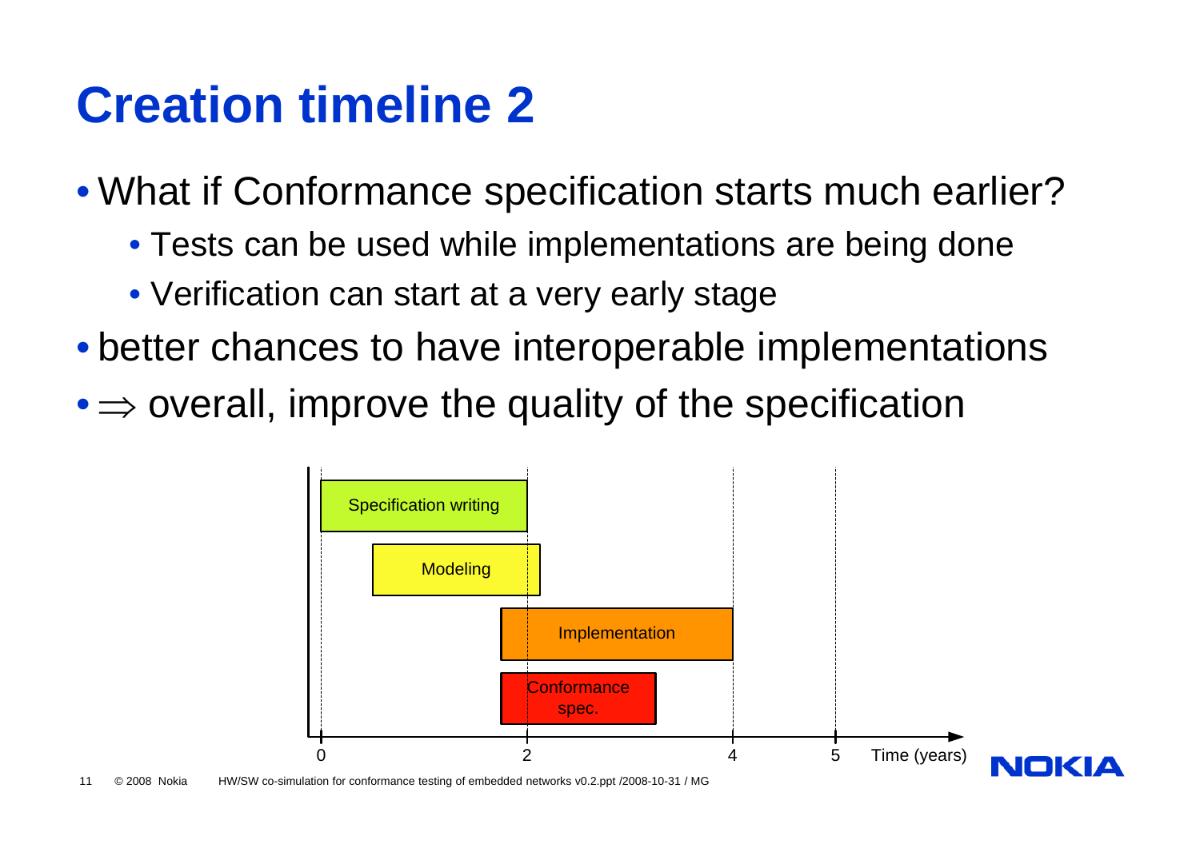# Creation timeline 2

- What if Conformance specification starts much earlier?
  - Tests can be used while implementations are being done
  - Verification can start at a very early stage
- better chances to have interoperable implementations
- $\Rightarrow$ overall, improve the quality of the specification

Specification writing

Modeling

Implementation

Conformance spec.

0 2 4 5 Time (years)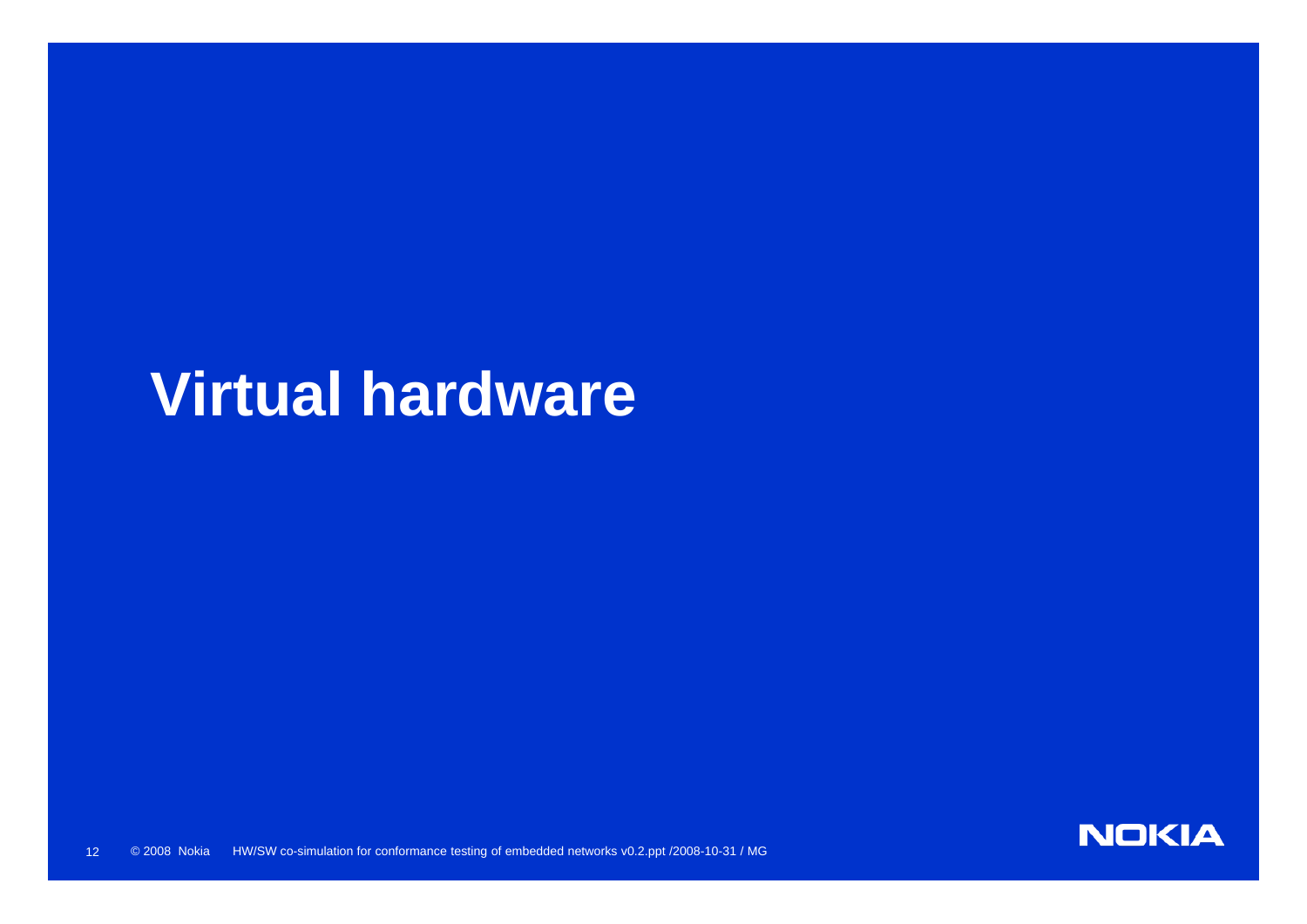# Virtual hardware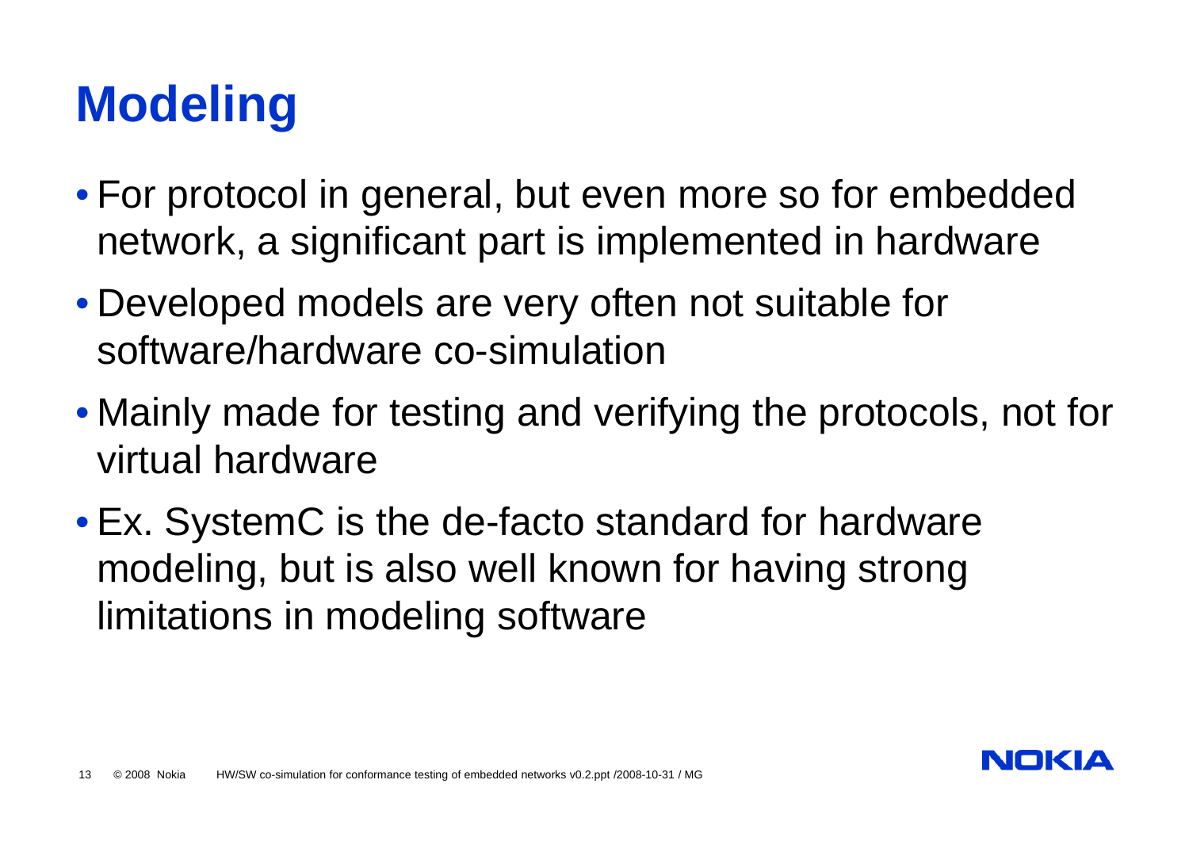# Modeling

- For protocol in general, but even more so for embedded network, a significant part is implemented in hardware
- Developed models are very often not suitable for software/hardware co-simulation
- Mainly made for testing and verifying the protocols, not for virtual hardware
- Ex. SystemC is the de-facto standard for hardware modeling, but is also well known for having strong limitations in modeling software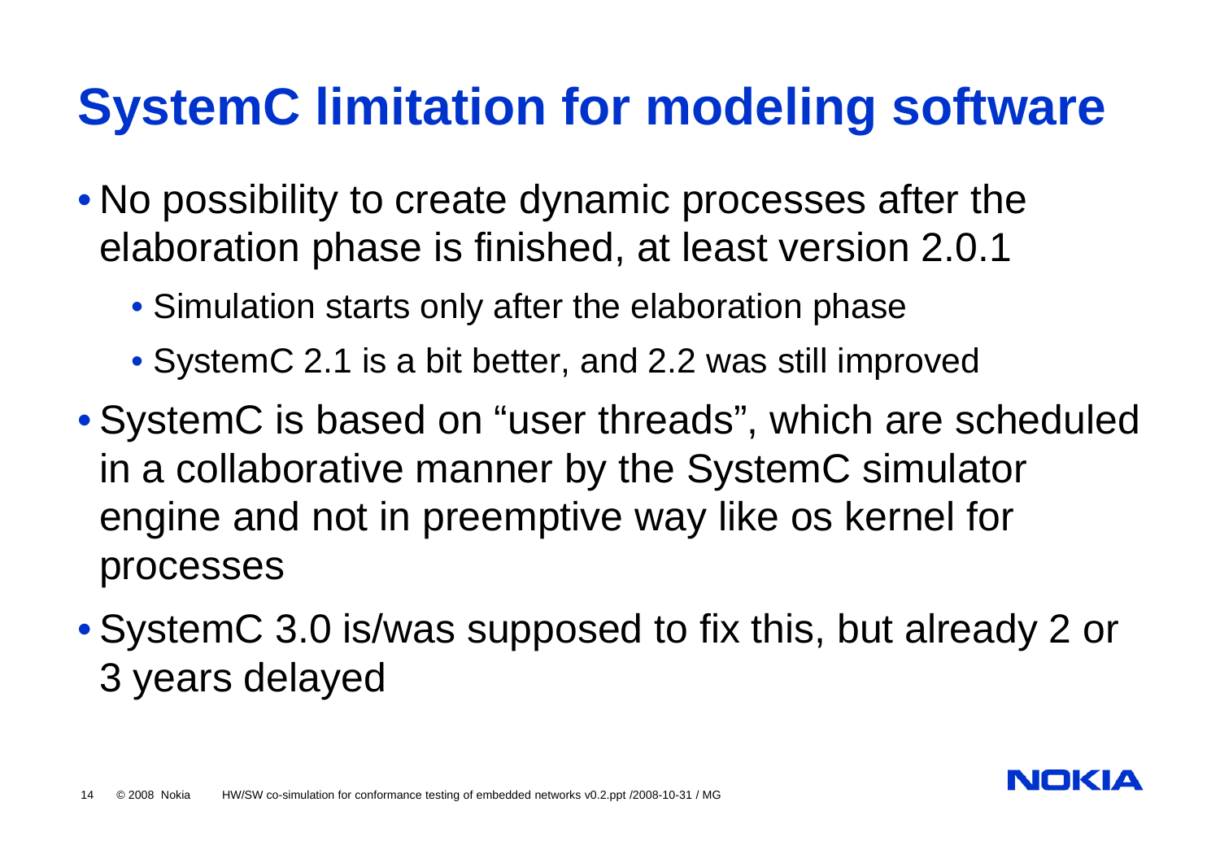# SystemC limitation for modeling software

- No possibility to create dynamic processes after the elaboration phase is finished, at least version 2.0.1
  - Simulation starts only after the elaboration phase
  - SystemC 2.1 is a bit better, and 2.2 was still improved
- SystemC is based on “user threads”, which are scheduled in a collaborative manner by the SystemC simulator engine and not in preemptive way like os kernel for processes
- SystemC 3.0 is/was supposed to fix this, but already 2 or 3 years delayed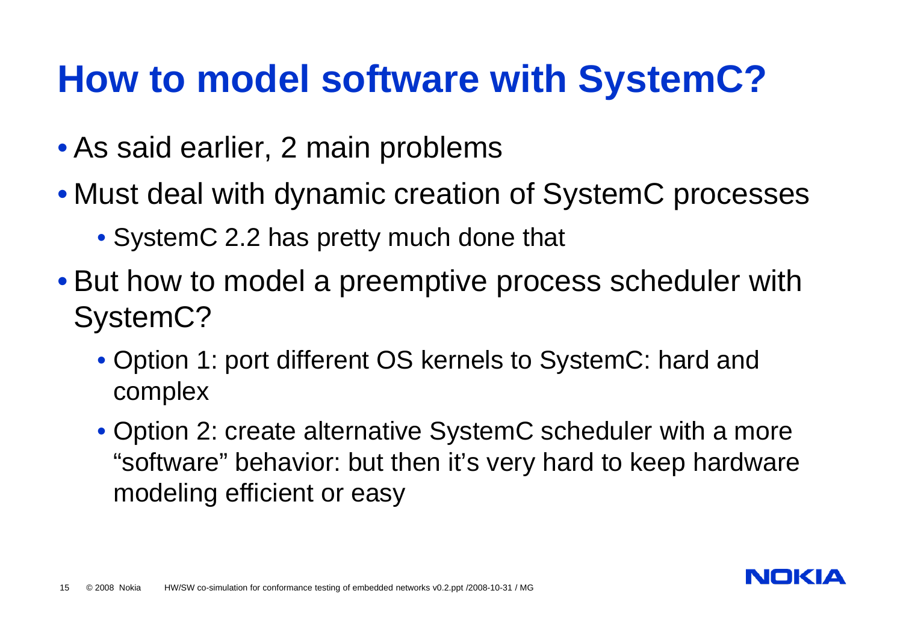# How to model software with SystemC?

- As said earlier, 2 main problems
- Must deal with dynamic creation of SystemC processes
  - SystemC 2.2 has pretty much done that
- But how to model a preemptive process scheduler with SystemC?
  - Option 1: port different OS kernels to SystemC: hard and complex
  - Option 2: create alternative SystemC scheduler with a more “software” behavior: but then it’s very hard to keep hardware modeling efficient or easy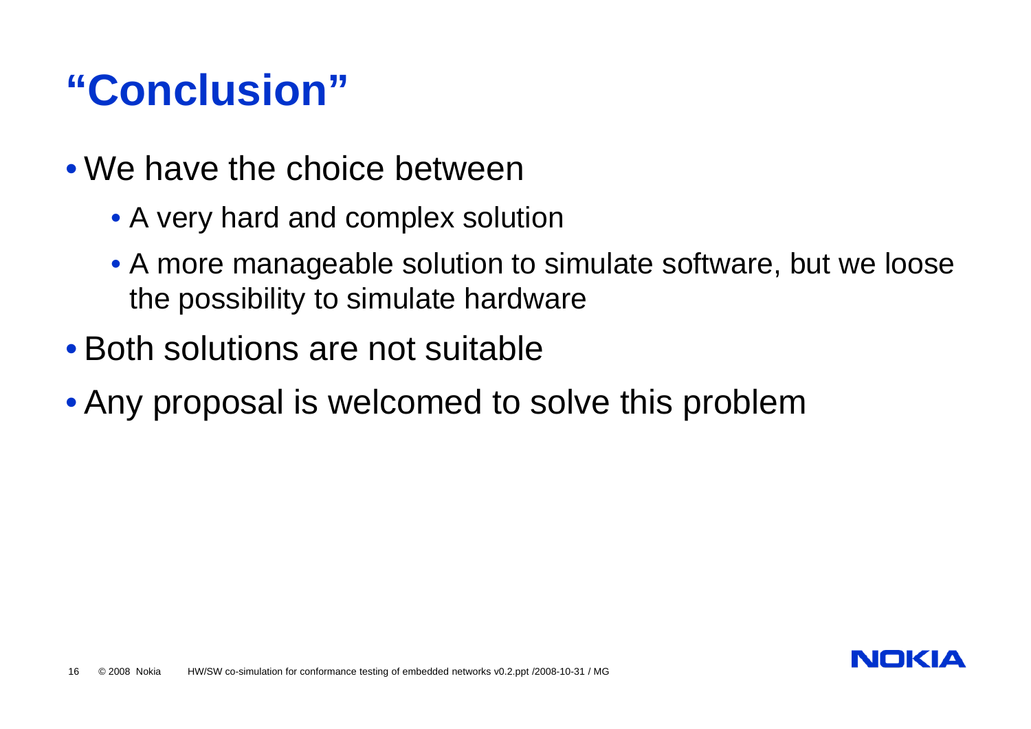# “Conclusion”

- We have the choice between
  - A very hard and complex solution
  - A more manageable solution to simulate software, but we loose the possibility to simulate hardware
- Both solutions are not suitable
- Any proposal is welcomed to solve this problem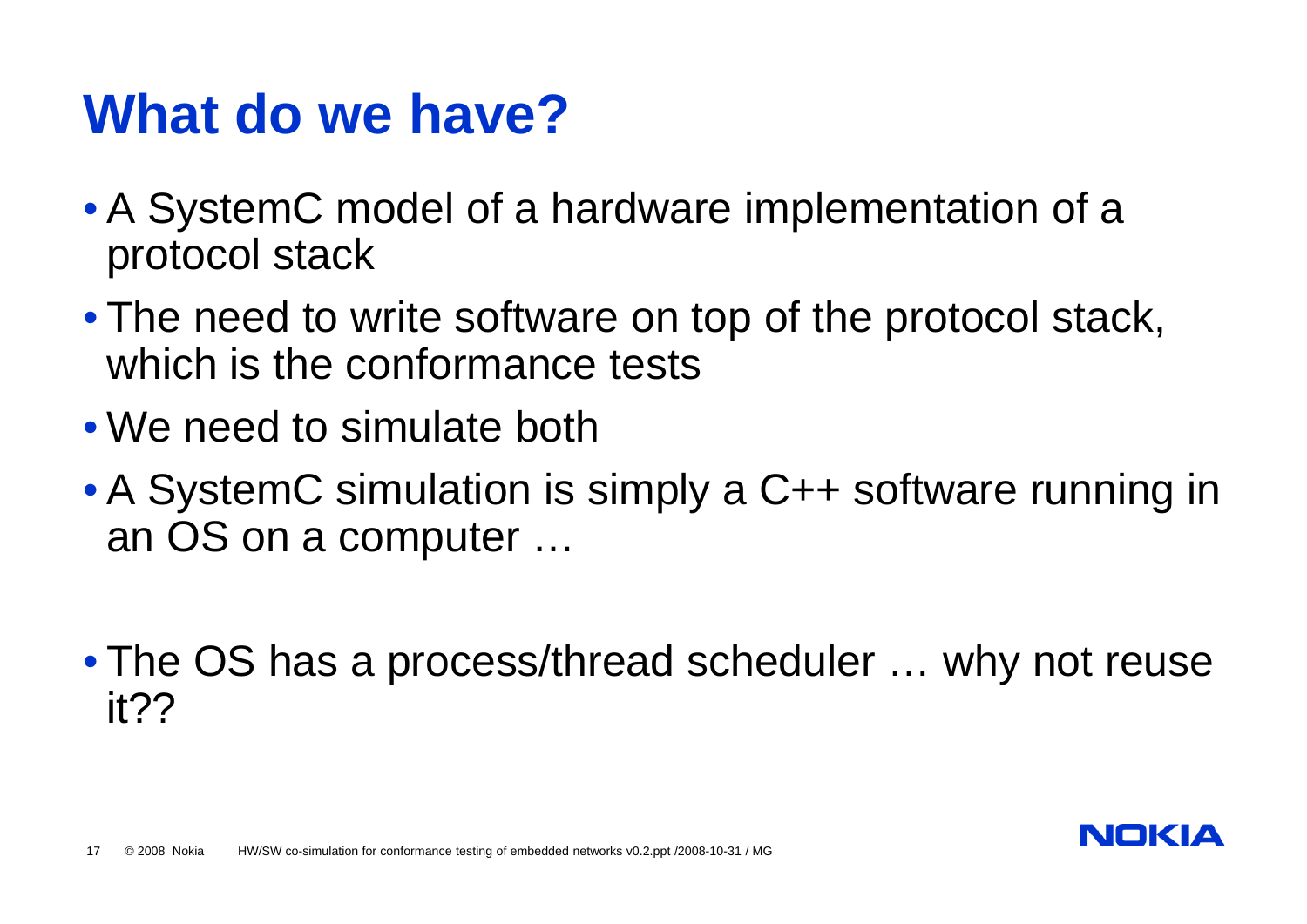# What do we have?

- A SystemC model of a hardware implementation of a protocol stack
- The need to write software on top of the protocol stack, which is the conformance tests
- We need to simulate both
- A SystemC simulation is simply a C++ software running in an OS on a computer …

- The OS has a process/thread scheduler … why not reuse it??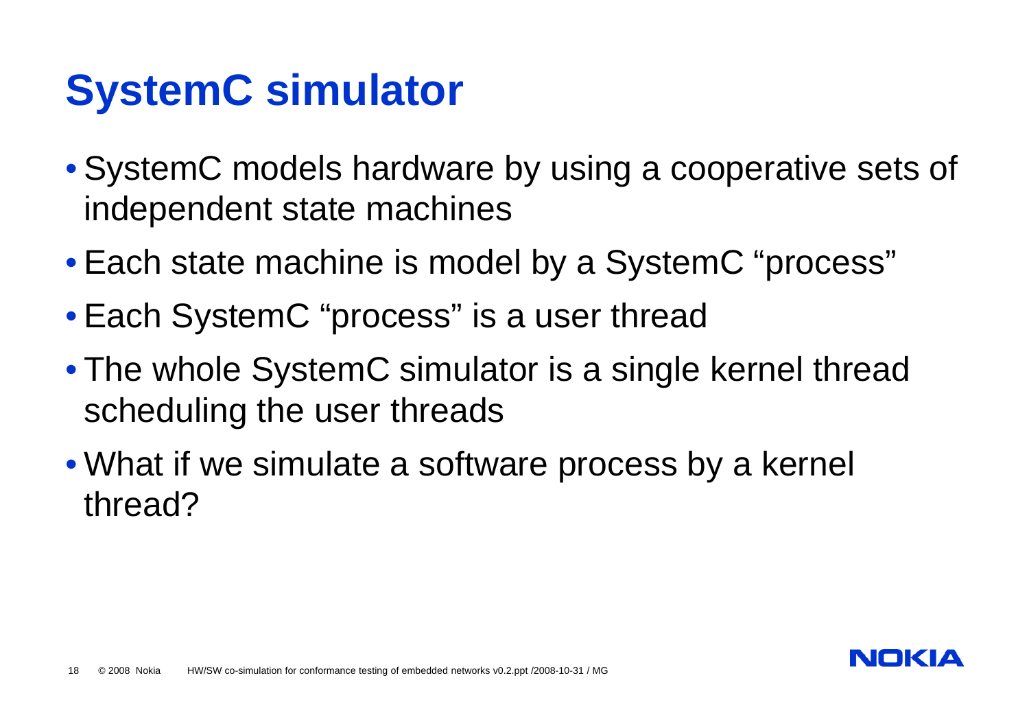# SystemC simulator

- SystemC models hardware by using a cooperative sets of independent state machines
- Each state machine is model by a SystemC “process”
- Each SystemC “process” is a user thread
- The whole SystemC simulator is a single kernel thread scheduling the user threads
- What if we simulate a software process by a kernel thread?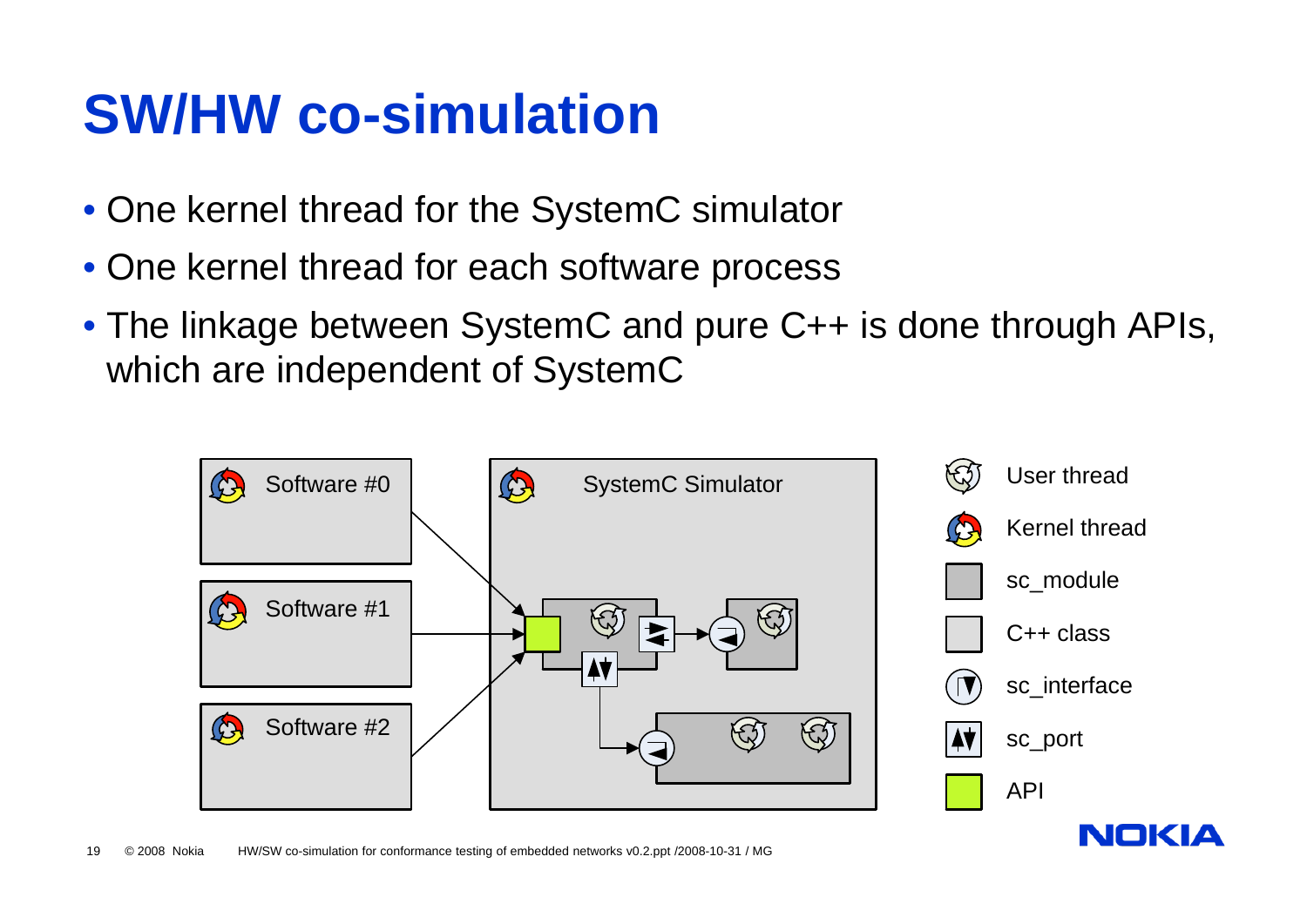# SW/HW co-simulation

- One kernel thread for the SystemC simulator
- One kernel thread for each software process
- The linkage between SystemC and pure C++ is done through APIs, which are independent of SystemC

Software #0

Software #1

Software #2

SystemC Simulator

User thread

Kernel thread

sc_module

C++ class

sc_interface

sc_port

API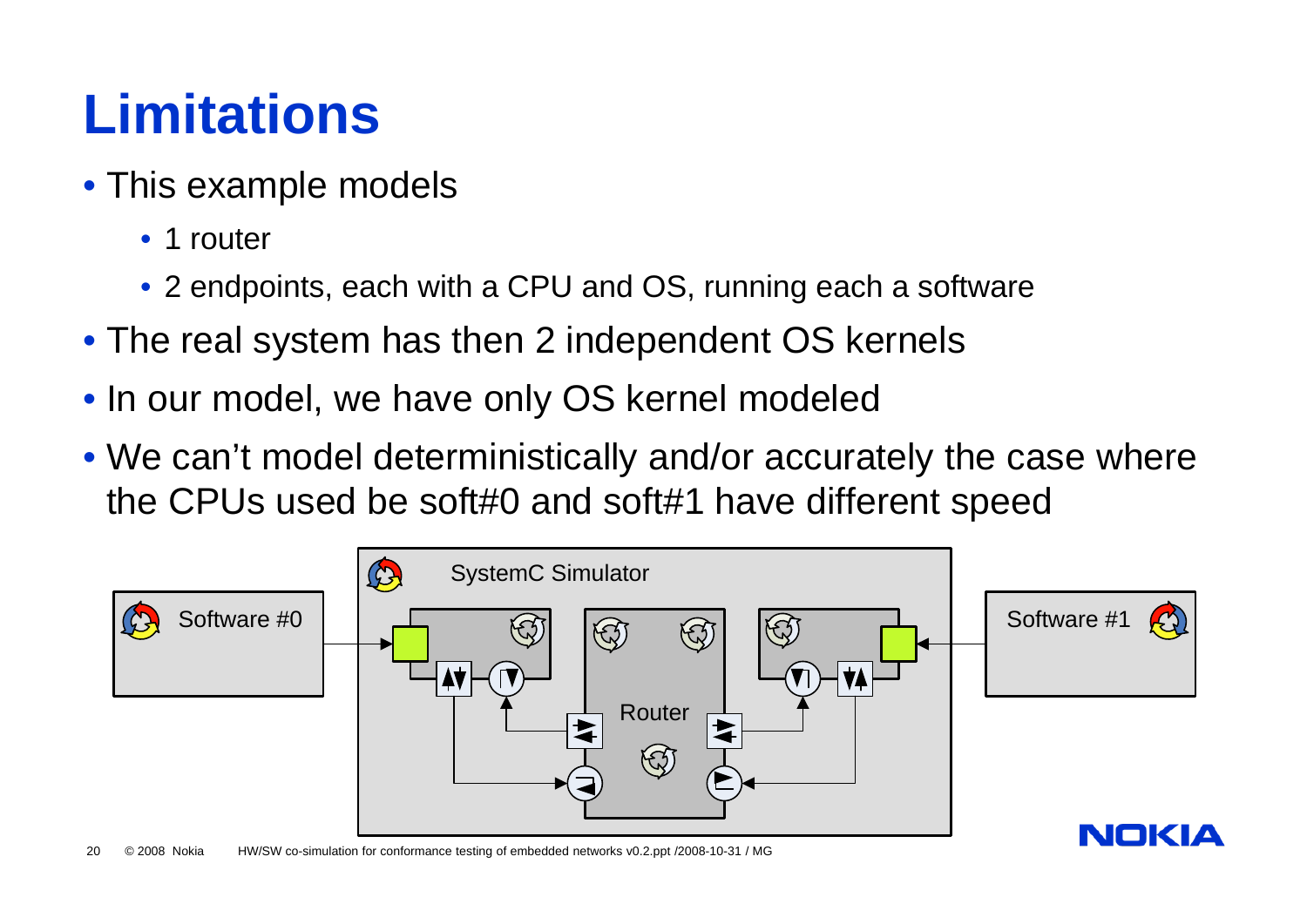# Limitations

- This example models
  - 1 router
  - 2 endpoints, each with a CPU and OS, running each a software
- The real system has then 2 independent OS kernels
- In our model, we have only OS kernel modeled
- We can’t model deterministically and/or accurately the case where the CPUs used be soft#0 and soft#1 have different speed

Software #0

SystemC Simulator

Router

Software #1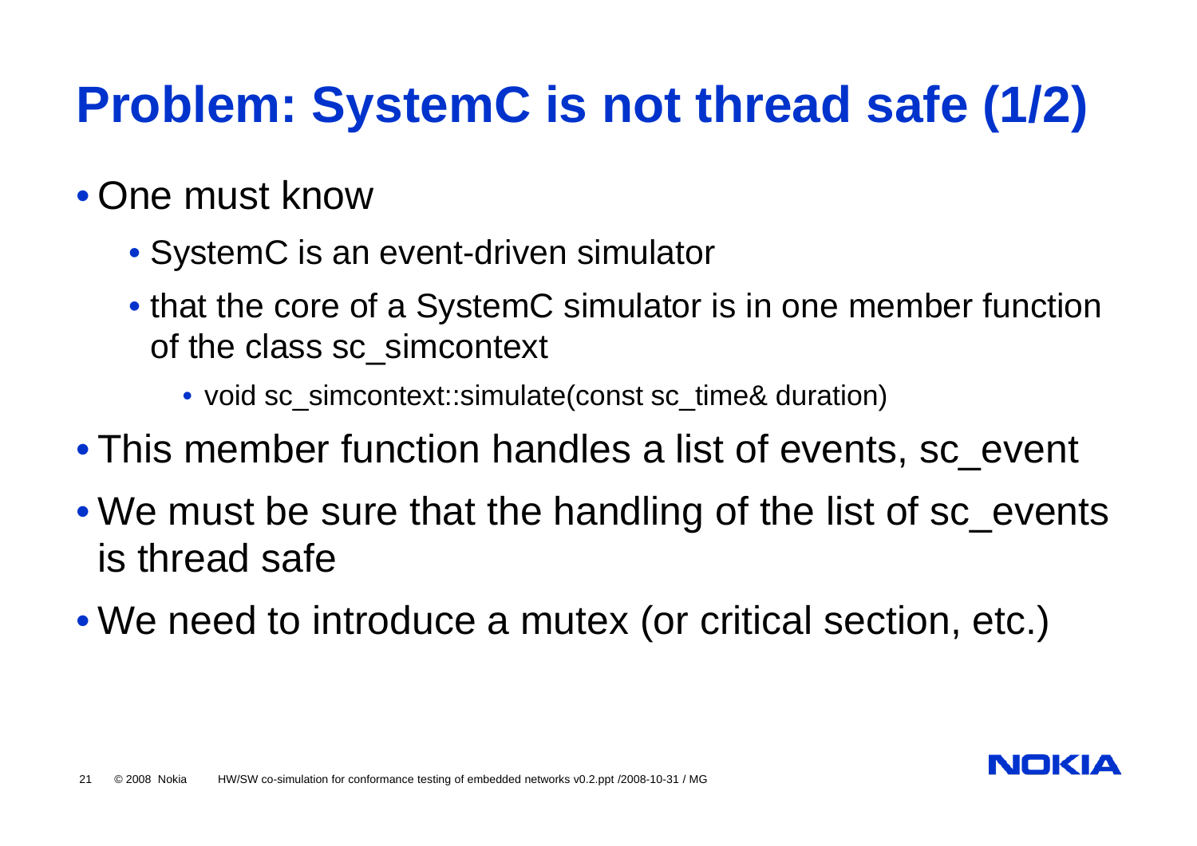# Problem: SystemC is not thread safe (1/2)

- One must know
  - SystemC is an event-driven simulator
  - that the core of a SystemC simulator is in one member function of the class sc_simcontext
    - void sc_simcontext::simulate(const sc_time& duration)
- This member function handles a list of events, sc_event
- We must be sure that the handling of the list of sc_events is thread safe
- We need to introduce a mutex (or critical section, etc.)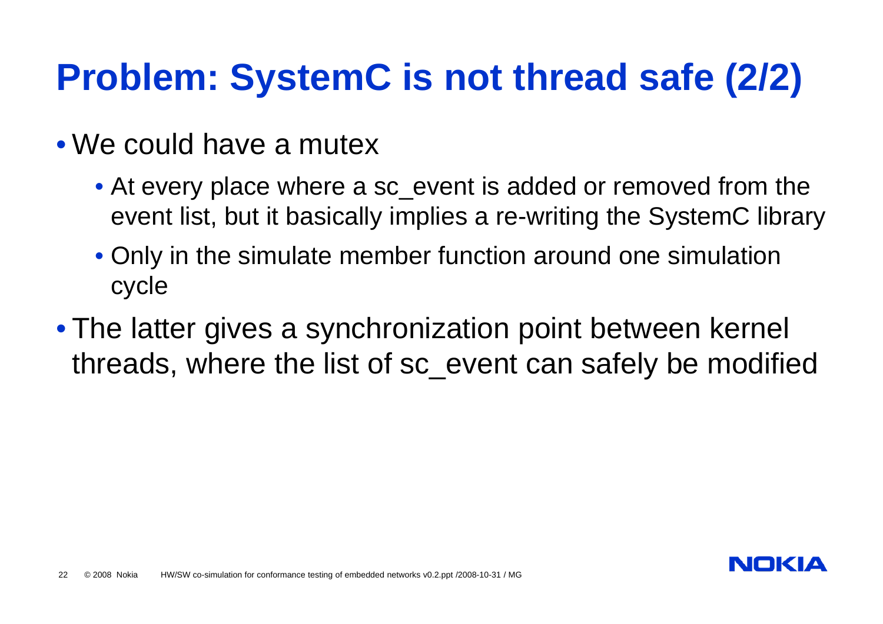# Problem: SystemC is not thread safe (2/2)

- We could have a mutex
  - At every place where a sc_event is added or removed from the event list, but it basically implies a re-writing the SystemC library
  - Only in the simulate member function around one simulation cycle
- The latter gives a synchronization point between kernel threads, where the list of sc_event can safely be modified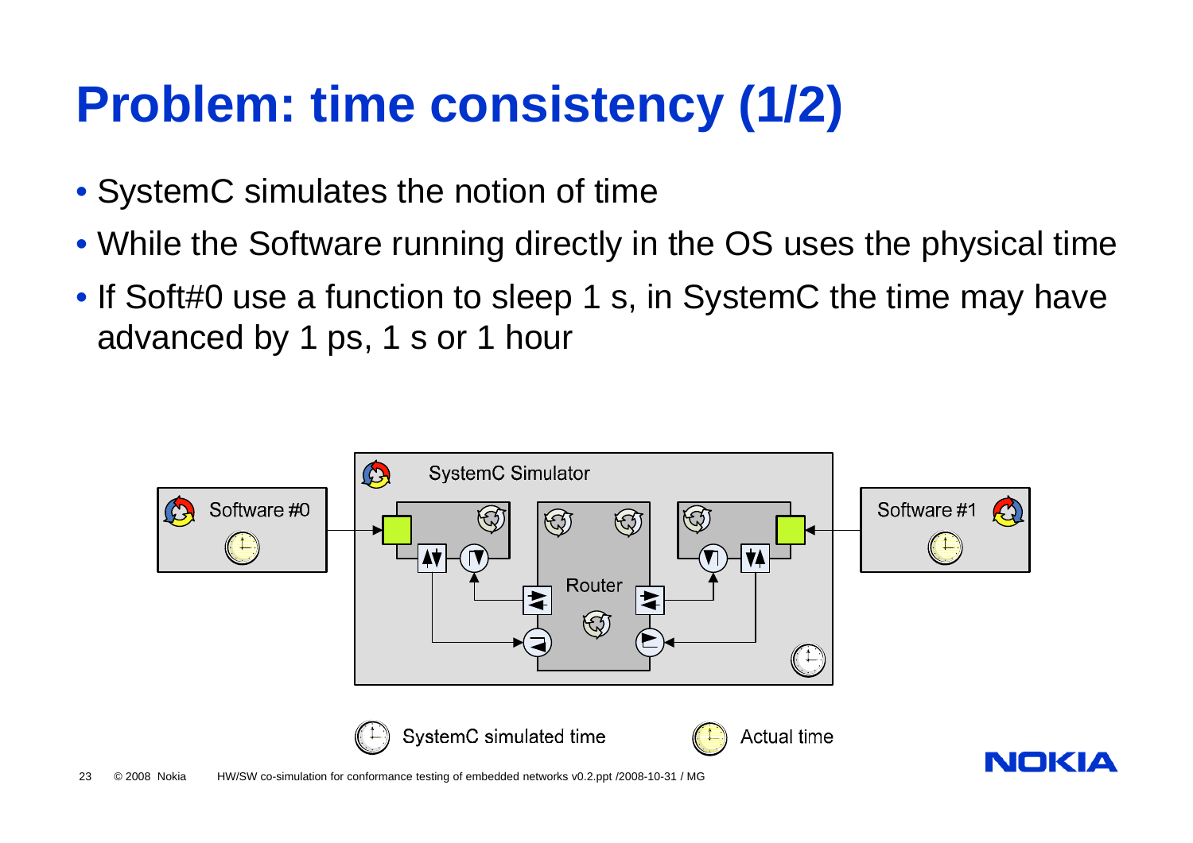# Problem: time consistency (1/2)

- SystemC simulates the notion of time
- While the Software running directly in the OS uses the physical time
- If Soft#0 use a function to sleep 1 s, in SystemC the time may have advanced by 1 ps, 1 s or 1 hour

SystemC Simulator

Software #0

Software #1

Router

SystemC simulated time

Actual time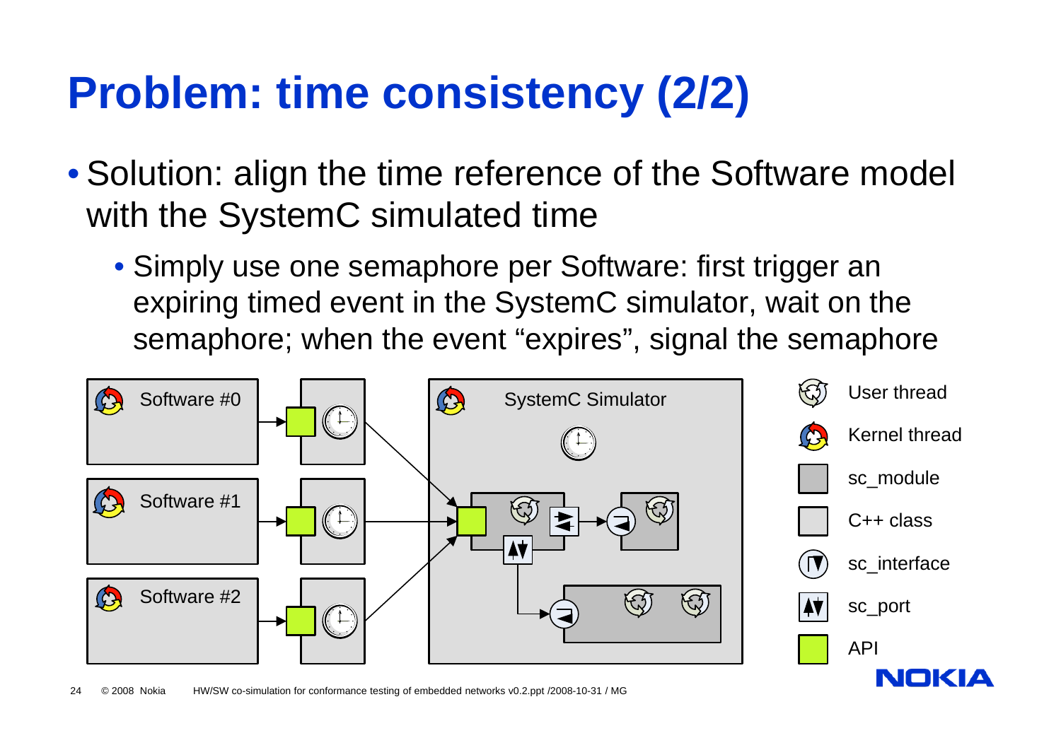# Problem: time consistency (2/2)

- Solution: align the time reference of the Software model with the SystemC simulated time
  - Simply use one semaphore per Software: first trigger an expiring timed event in the SystemC simulator, wait on the semaphore; when the event “expires”, signal the semaphore

Software #0

Software #1

Software #2

SystemC Simulator

User thread

Kernel thread

sc_module

C++ class

sc_interface

sc_port

API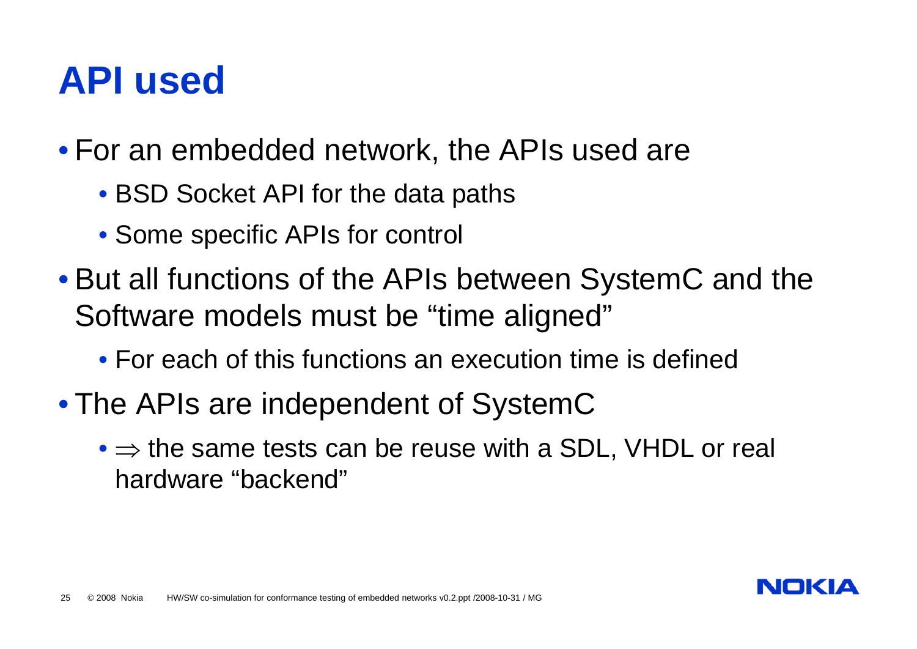# API used

- For an embedded network, the APIs used are
  - BSD Socket API for the data paths
  - Some specific APIs for control
- But all functions of the APIs between SystemC and the Software models must be “time aligned”
  - For each of this functions an execution time is defined
- The APIs are independent of SystemC
  - $\Rightarrow$ the same tests can be reuse with a SDL, VHDL or real hardware “backend”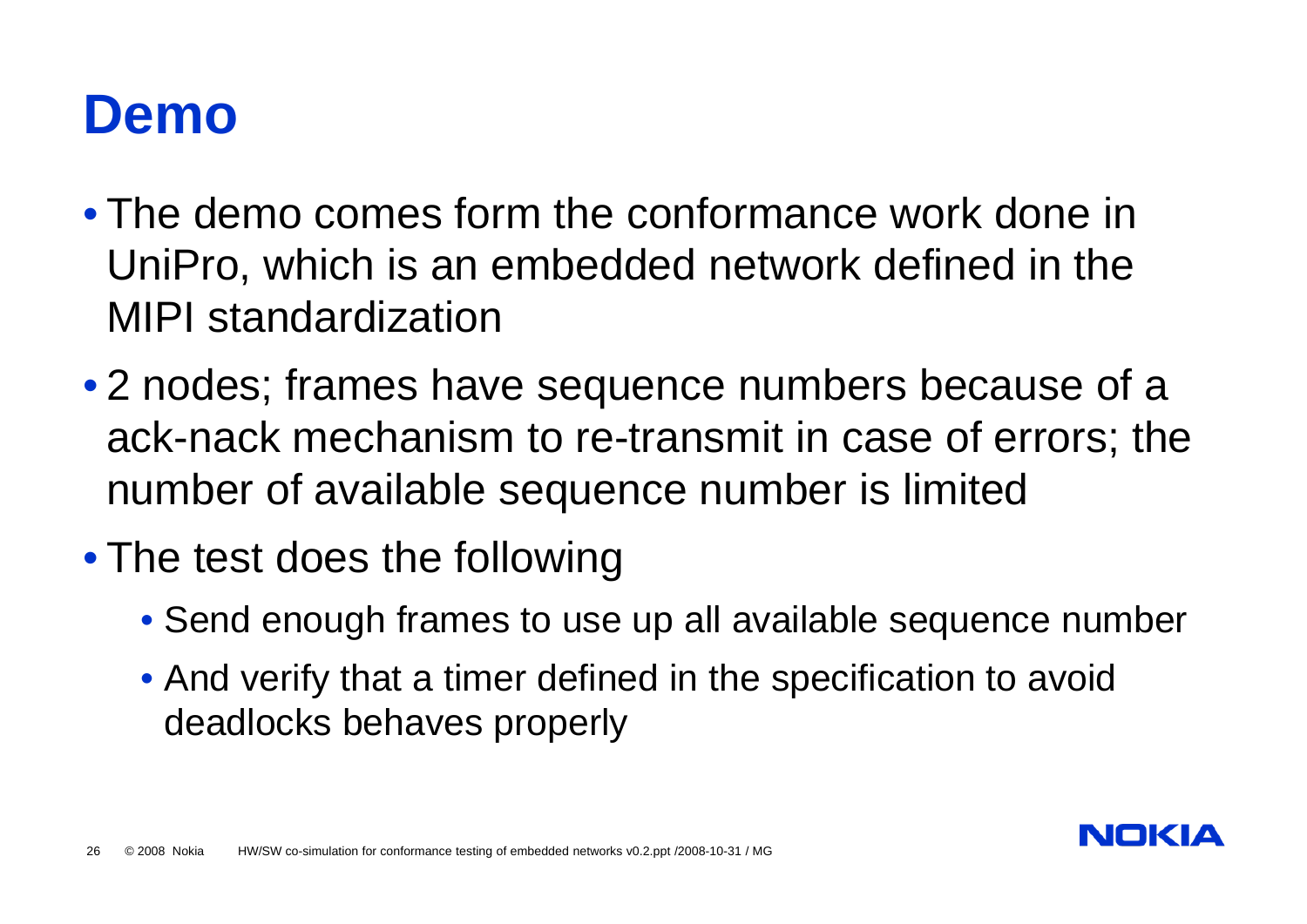# Demo

- The demo comes form the conformance work done in UniPro, which is an embedded network defined in the MIPI standardization
- 2 nodes; frames have sequence numbers because of a ack-nack mechanism to re-transmit in case of errors; the number of available sequence number is limited
- The test does the following
  - Send enough frames to use up all available sequence number
  - And verify that a timer defined in the specification to avoid deadlocks behaves properly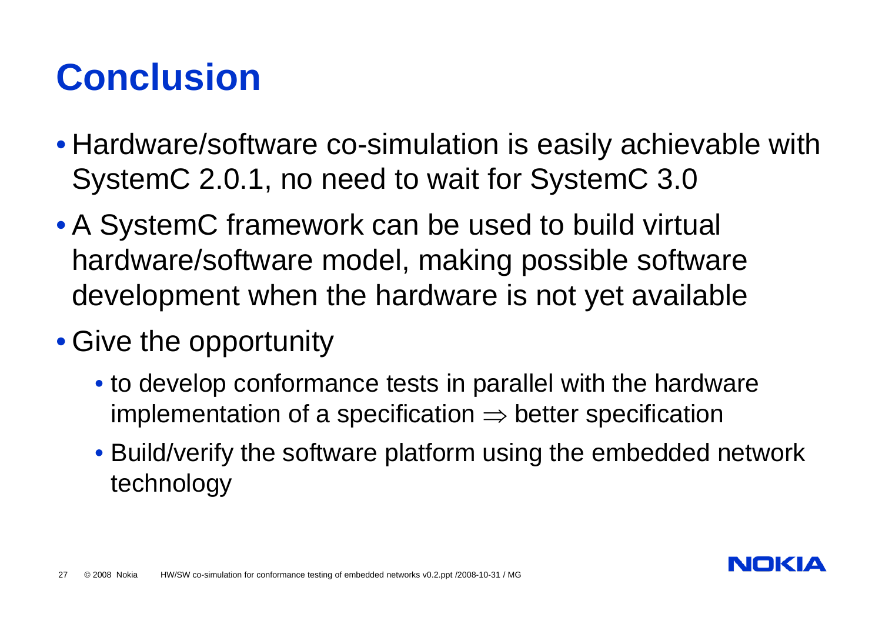# Conclusion

- Hardware/software co-simulation is easily achievable with SystemC 2.0.1, no need to wait for SystemC 3.0
- A SystemC framework can be used to build virtual hardware/software model, making possible software development when the hardware is not yet available
- Give the opportunity
  - to develop conformance tests in parallel with the hardware implementation of a specification $\Rightarrow$ better specification
  - Build/verify the software platform using the embedded network technology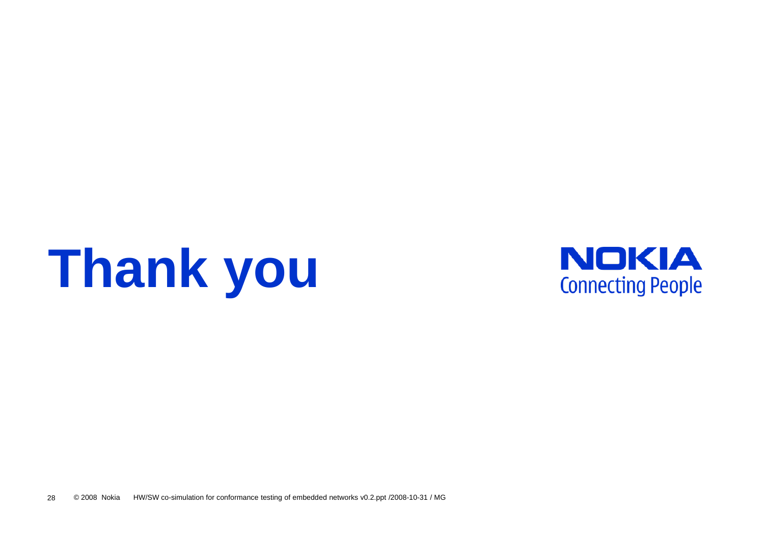# Thank you

NOKIA
Connecting People